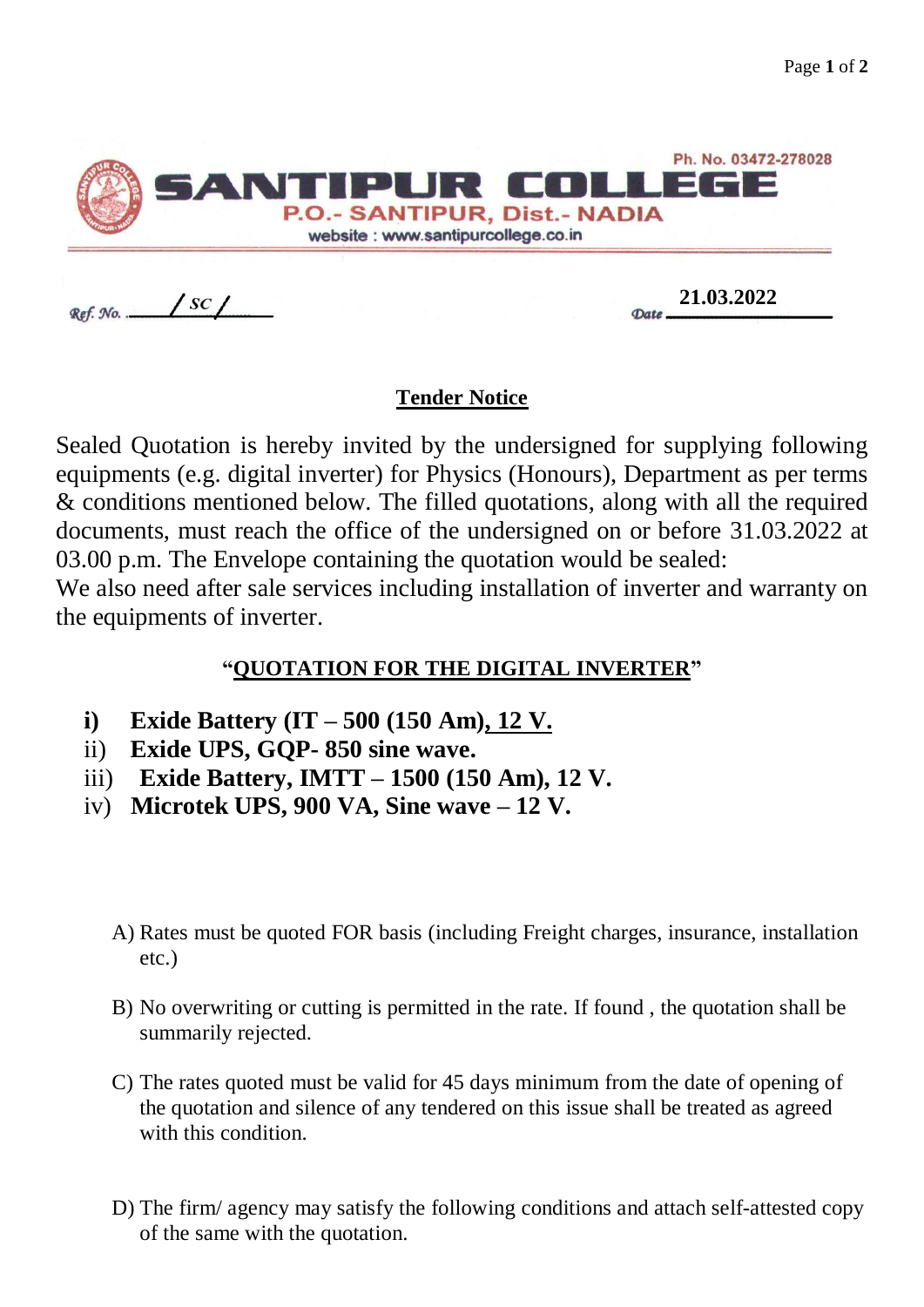Ph. No. 03472-278028

# SANTIPUR COLLEGE

P.O.- SANTIPUR, Dist.- NADIA

website : www.santipurcollege.co.in

Ref. No. ....../ SC /......

Date 21.03.2022

## Tender Notice

Sealed Quotation is hereby invited by the undersigned for supplying following equipments (e.g. digital inverter) for Physics (Honours), Department as per terms & conditions mentioned below. The filled quotations, along with all the required documents, must reach the office of the undersigned on or before 31.03.2022 at 03.00 p.m. The Envelope containing the quotation would be sealed:

We also need after sale services including installation of inverter and warranty on the equipments of inverter.

### "QUOTATION FOR THE DIGITAL INVERTER"

- i) **Exide Battery (IT – 500 (150 Am), 12 V.**
- ii) **Exide UPS, GQP- 850 sine wave.**
- iii) **Exide Battery, IMTT – 1500 (150 Am), 12 V.**
- iv) **Microtek UPS, 900 VA, Sine wave – 12 V.**

A) Rates must be quoted FOR basis (including Freight charges, insurance, installation etc.)

B) No overwriting or cutting is permitted in the rate. If found , the quotation shall be summarily rejected.

C) The rates quoted must be valid for 45 days minimum from the date of opening of the quotation and silence of any tendered on this issue shall be treated as agreed with this condition.

D) The firm/ agency may satisfy the following conditions and attach self-attested copy of the same with the quotation.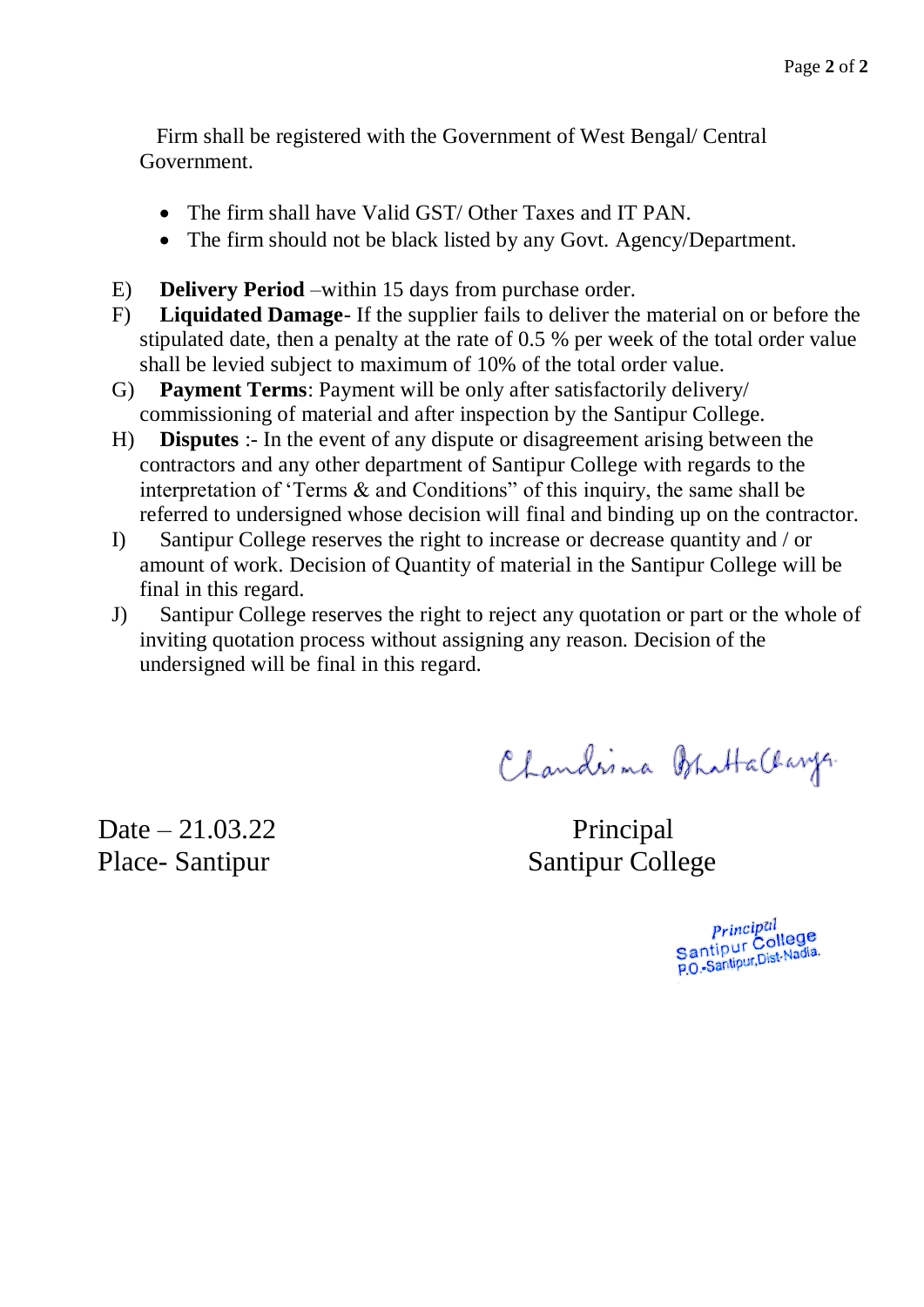Firm shall be registered with the Government of West Bengal/ Central Government.

- The firm shall have Valid GST/ Other Taxes and IT PAN.
- The firm should not be black listed by any Govt. Agency/Department.

E) **Delivery Period** –within 15 days from purchase order.

F) **Liquidated Damage**- If the supplier fails to deliver the material on or before the stipulated date, then a penalty at the rate of 0.5 % per week of the total order value shall be levied subject to maximum of 10% of the total order value.

G) **Payment Terms**: Payment will be only after satisfactorily delivery/ commissioning of material and after inspection by the Santipur College.

H) **Disputes** :- In the event of any dispute or disagreement arising between the contractors and any other department of Santipur College with regards to the interpretation of 'Terms & and Conditions" of this inquiry, the same shall be referred to undersigned whose decision will final and binding up on the contractor.

I) Santipur College reserves the right to increase or decrease quantity and / or amount of work. Decision of Quantity of material in the Santipur College will be final in this regard.

J) Santipur College reserves the right to reject any quotation or part or the whole of inviting quotation process without assigning any reason. Decision of the undersigned will be final in this regard.

Chandrima Bhattacharya

Date – 21.03.22
Place- Santipur

Principal
Santipur College

Principal
Santipur College
P.O.-Santipur,Dist-Nadia.